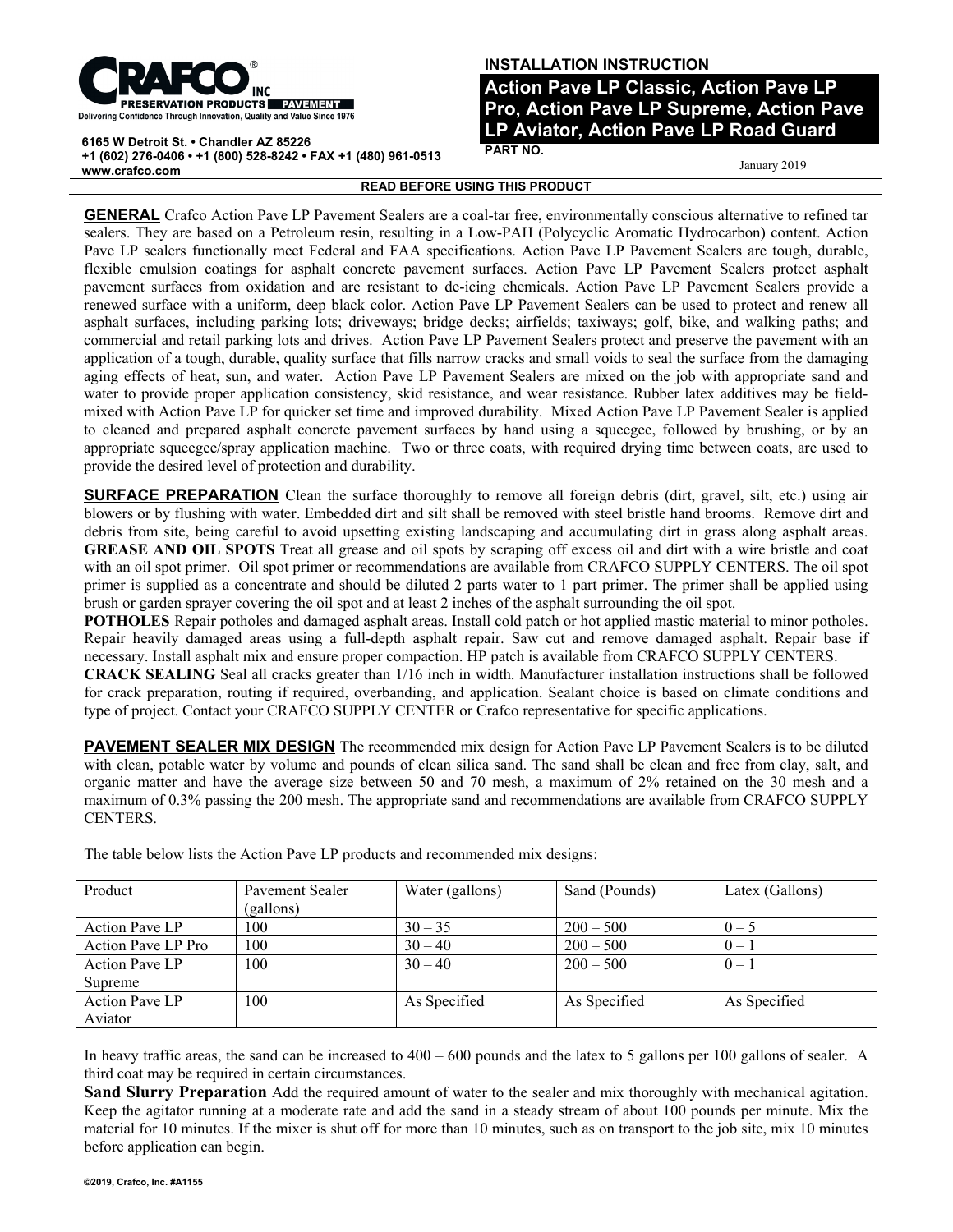**CRAFCO® INC**
**PRESERVATION PRODUCTS | PAVEMENT**
Delivering Confidence Through Innovation, Quality and Value Since 1976

6165 W Detroit St. • Chandler AZ 85226
+1 (602) 276-0406 • +1 (800) 528-8242 • FAX +1 (480) 961-0513
www.crafco.com

# INSTALLATION INSTRUCTION

## Action Pave LP Classic, Action Pave LP Pro, Action Pave LP Supreme, Action Pave LP Aviator, Action Pave LP Road Guard

PART NO.

January 2019

**READ BEFORE USING THIS PRODUCT**

**GENERAL** Crafco Action Pave LP Pavement Sealers are a coal-tar free, environmentally conscious alternative to refined tar sealers. They are based on a Petroleum resin, resulting in a Low-PAH (Polycyclic Aromatic Hydrocarbon) content. Action Pave LP sealers functionally meet Federal and FAA specifications. Action Pave LP Pavement Sealers are tough, durable, flexible emulsion coatings for asphalt concrete pavement surfaces. Action Pave LP Pavement Sealers protect asphalt pavement surfaces from oxidation and are resistant to de-icing chemicals. Action Pave LP Pavement Sealers provide a renewed surface with a uniform, deep black color. Action Pave LP Pavement Sealers can be used to protect and renew all asphalt surfaces, including parking lots; driveways; bridge decks; airfields; taxiways; golf, bike, and walking paths; and commercial and retail parking lots and drives. Action Pave LP Pavement Sealers protect and preserve the pavement with an application of a tough, durable, quality surface that fills narrow cracks and small voids to seal the surface from the damaging aging effects of heat, sun, and water. Action Pave LP Pavement Sealers are mixed on the job with appropriate sand and water to provide proper application consistency, skid resistance, and wear resistance. Rubber latex additives may be field-mixed with Action Pave LP for quicker set time and improved durability. Mixed Action Pave LP Pavement Sealer is applied to cleaned and prepared asphalt concrete pavement surfaces by hand using a squeegee, followed by brushing, or by an appropriate squeegee/spray application machine. Two or three coats, with required drying time between coats, are used to provide the desired level of protection and durability.

**SURFACE PREPARATION** Clean the surface thoroughly to remove all foreign debris (dirt, gravel, silt, etc.) using air blowers or by flushing with water. Embedded dirt and silt shall be removed with steel bristle hand brooms. Remove dirt and debris from site, being careful to avoid upsetting existing landscaping and accumulating dirt in grass along asphalt areas.

**GREASE AND OIL SPOTS** Treat all grease and oil spots by scraping off excess oil and dirt with a wire bristle and coat with an oil spot primer. Oil spot primer or recommendations are available from CRAFCO SUPPLY CENTERS. The oil spot primer is supplied as a concentrate and should be diluted 2 parts water to 1 part primer. The primer shall be applied using brush or garden sprayer covering the oil spot and at least 2 inches of the asphalt surrounding the oil spot.

**POTHOLES** Repair potholes and damaged asphalt areas. Install cold patch or hot applied mastic material to minor potholes. Repair heavily damaged areas using a full-depth asphalt repair. Saw cut and remove damaged asphalt. Repair base if necessary. Install asphalt mix and ensure proper compaction. HP patch is available from CRAFCO SUPPLY CENTERS.

**CRACK SEALING** Seal all cracks greater than 1/16 inch in width. Manufacturer installation instructions shall be followed for crack preparation, routing if required, overbanding, and application. Sealant choice is based on climate conditions and type of project. Contact your CRAFCO SUPPLY CENTER or Crafco representative for specific applications.

**PAVEMENT SEALER MIX DESIGN** The recommended mix design for Action Pave LP Pavement Sealers is to be diluted with clean, potable water by volume and pounds of clean silica sand. The sand shall be clean and free from clay, salt, and organic matter and have the average size between 50 and 70 mesh, a maximum of 2% retained on the 30 mesh and a maximum of 0.3% passing the 200 mesh. The appropriate sand and recommendations are available from CRAFCO SUPPLY CENTERS.

The table below lists the Action Pave LP products and recommended mix designs:

| Product | Pavement Sealer (gallons) | Water (gallons) | Sand (Pounds) | Latex (Gallons) |
|---|---|---|---|---|
| Action Pave LP | 100 | 30 – 35 | 200 – 500 | 0 – 5 |
| Action Pave LP Pro | 100 | 30 – 40 | 200 – 500 | 0 – 1 |
| Action Pave LP Supreme | 100 | 30 – 40 | 200 – 500 | 0 – 1 |
| Action Pave LP Aviator | 100 | As Specified | As Specified | As Specified |

In heavy traffic areas, the sand can be increased to 400 – 600 pounds and the latex to 5 gallons per 100 gallons of sealer. A third coat may be required in certain circumstances.

**Sand Slurry Preparation** Add the required amount of water to the sealer and mix thoroughly with mechanical agitation. Keep the agitator running at a moderate rate and add the sand in a steady stream of about 100 pounds per minute. Mix the material for 10 minutes. If the mixer is shut off for more than 10 minutes, such as on transport to the job site, mix 10 minutes before application can begin.

©2019, Crafco, Inc. #A1155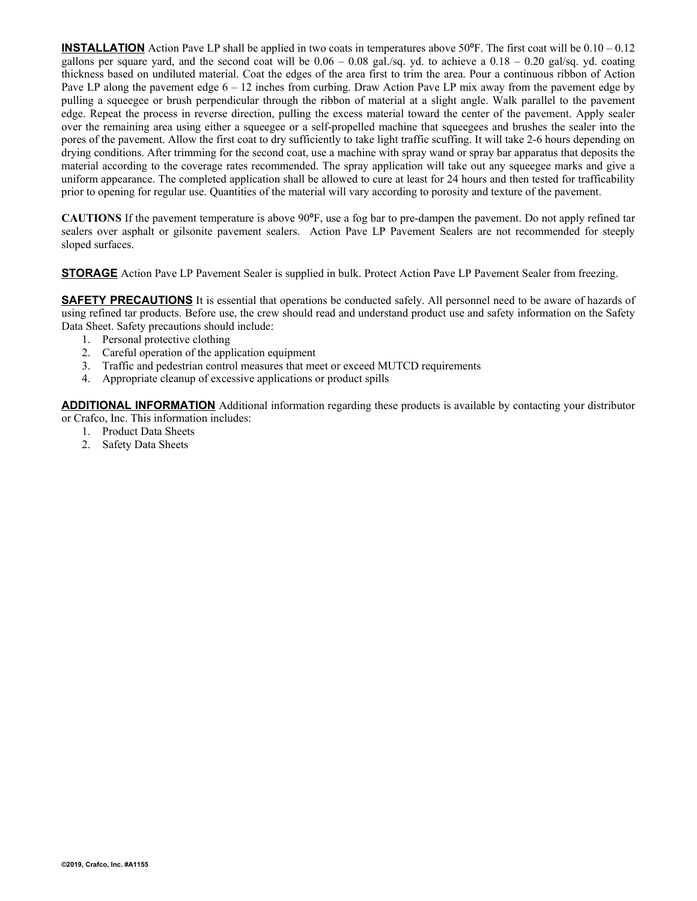**INSTALLATION** Action Pave LP shall be applied in two coats in temperatures above 50°F. The first coat will be 0.10 – 0.12 gallons per square yard, and the second coat will be 0.06 – 0.08 gal./sq. yd. to achieve a 0.18 – 0.20 gal/sq. yd. coating thickness based on undiluted material. Coat the edges of the area first to trim the area. Pour a continuous ribbon of Action Pave LP along the pavement edge 6 – 12 inches from curbing. Draw Action Pave LP mix away from the pavement edge by pulling a squeegee or brush perpendicular through the ribbon of material at a slight angle. Walk parallel to the pavement edge. Repeat the process in reverse direction, pulling the excess material toward the center of the pavement. Apply sealer over the remaining area using either a squeegee or a self-propelled machine that squeegees and brushes the sealer into the pores of the pavement. Allow the first coat to dry sufficiently to take light traffic scuffing. It will take 2-6 hours depending on drying conditions. After trimming for the second coat, use a machine with spray wand or spray bar apparatus that deposits the material according to the coverage rates recommended. The spray application will take out any squeegee marks and give a uniform appearance. The completed application shall be allowed to cure at least for 24 hours and then tested for trafficability prior to opening for regular use. Quantities of the material will vary according to porosity and texture of the pavement.

**CAUTIONS** If the pavement temperature is above 90°F, use a fog bar to pre-dampen the pavement. Do not apply refined tar sealers over asphalt or gilsonite pavement sealers. Action Pave LP Pavement Sealers are not recommended for steeply sloped surfaces.

**STORAGE** Action Pave LP Pavement Sealer is supplied in bulk. Protect Action Pave LP Pavement Sealer from freezing.

**SAFETY PRECAUTIONS** It is essential that operations be conducted safely. All personnel need to be aware of hazards of using refined tar products. Before use, the crew should read and understand product use and safety information on the Safety Data Sheet. Safety precautions should include:

1. Personal protective clothing
2. Careful operation of the application equipment
3. Traffic and pedestrian control measures that meet or exceed MUTCD requirements
4. Appropriate cleanup of excessive applications or product spills

**ADDITIONAL INFORMATION** Additional information regarding these products is available by contacting your distributor or Crafco, Inc. This information includes:

1. Product Data Sheets
2. Safety Data Sheets

**©2019, Crafco, Inc. #A1155**